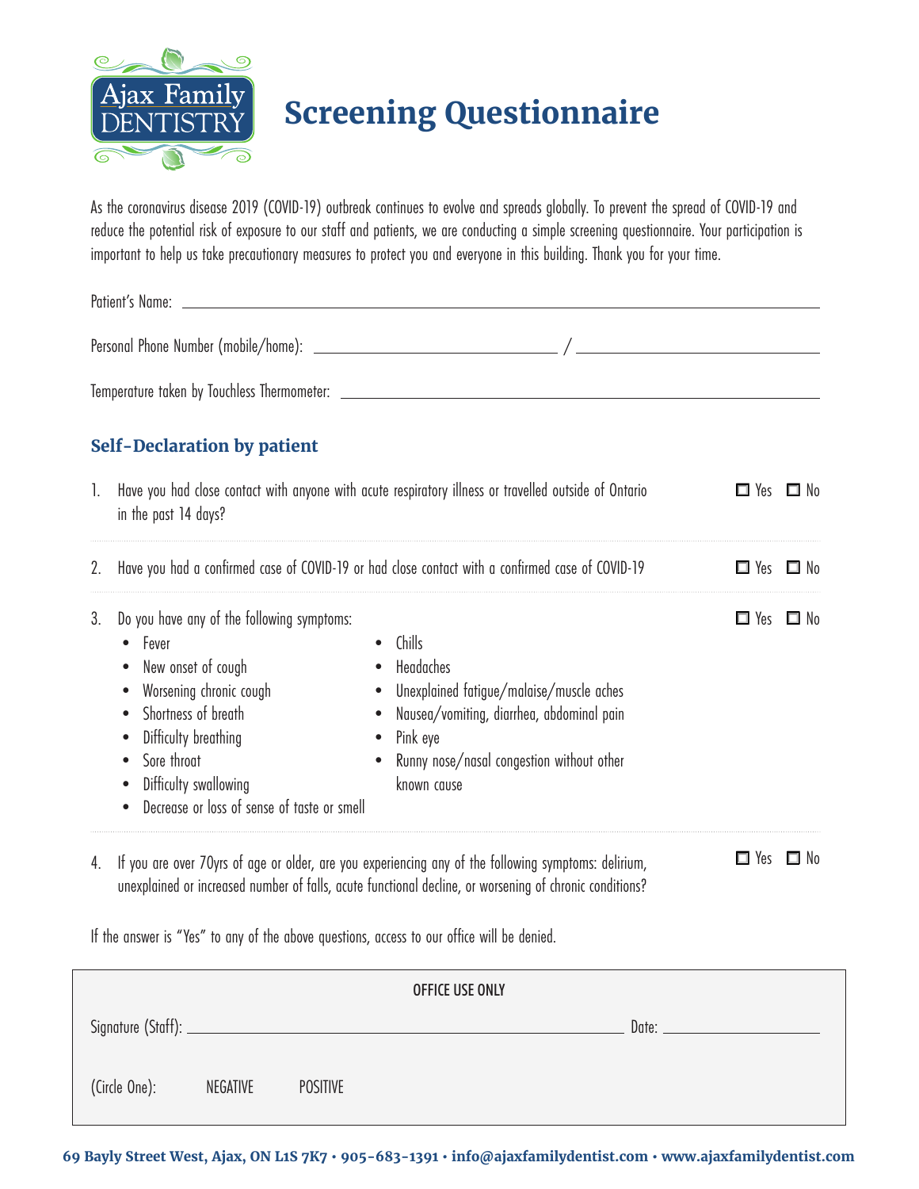Ajax Family DENTISTRY

# Screening Questionnaire

As the coronavirus disease 2019 (COVID-19) outbreak continues to evolve and spreads globally. To prevent the spread of COVID-19 and reduce the potential risk of exposure to our staff and patients, we are conducting a simple screening questionnaire. Your participation is important to help us take precautionary measures to protect you and everyone in this building. Thank you for your time.

Patient's Name: ______________________________

Personal Phone Number (mobile/home): ______________ / ______________

Temperature taken by Touchless Thermometer: ______________________________

## Self-Declaration by patient

1. Have you had close contact with anyone with acute respiratory illness or travelled outside of Ontario in the past 14 days? ☐ Yes ☐ No

2. Have you had a confirmed case of COVID-19 or had close contact with a confirmed case of COVID-19 ☐ Yes ☐ No

3. Do you have any of the following symptoms: ☐ Yes ☐ No
   - Fever
   - New onset of cough
   - Worsening chronic cough
   - Shortness of breath
   - Difficulty breathing
   - Sore throat
   - Difficulty swallowing
   - Decrease or loss of sense of taste or smell
   - Chills
   - Headaches
   - Unexplained fatigue/malaise/muscle aches
   - Nausea/vomiting, diarrhea, abdominal pain
   - Pink eye
   - Runny nose/nasal congestion without other known cause

4. If you are over 70yrs of age or older, are you experiencing any of the following symptoms: delirium, unexplained or increased number of falls, acute functional decline, or worsening of chronic conditions? ☐ Yes ☐ No

If the answer is "Yes" to any of the above questions, access to our office will be denied.

OFFICE USE ONLY

Signature (Staff): ______________________________ Date: ______________

(Circle One): NEGATIVE POSITIVE

69 Bayly Street West, Ajax, ON L1S 7K7 • 905-683-1391 • info@ajaxfamilydentist.com • www.ajaxfamilydentist.com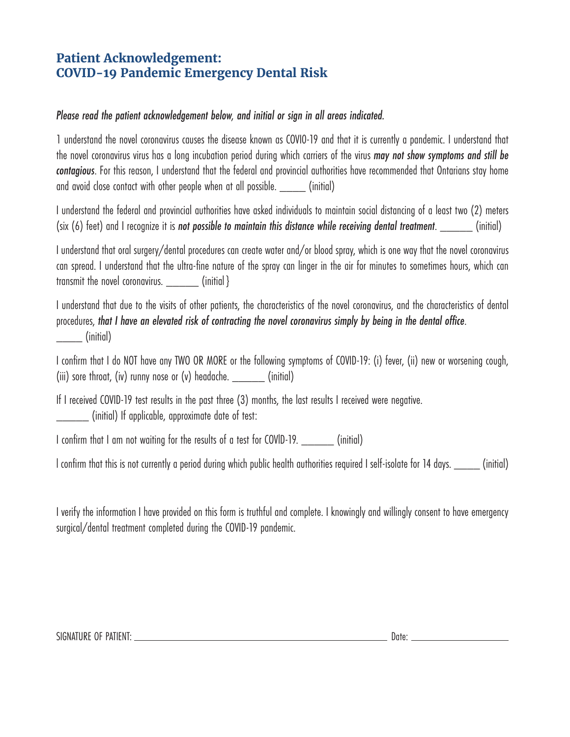# Patient Acknowledgement: COVID-19 Pandemic Emergency Dental Risk

*Please read the patient acknowledgement below, and initial or sign in all areas indicated.*

1 understand the novel coronavirus causes the disease known as COVI0-19 and that it is currently a pandemic. I understand that the novel coronavirus virus has a long incubation period during which carriers of the virus ***may not show symptoms and still be contagious***. For this reason, I understand that the federal and provincial authorities have recommended that Ontarians stay home and avoid close contact with other people when at all possible. _____ (initial)

I understand the federal and provincial authorities have asked individuals to maintain social distancing of a least two (2) meters (six (6) feet) and I recognize it is ***not possible to maintain this distance while receiving dental treatment***. ______ (initial)

I understand that oral surgery/dental procedures can create water and/or blood spray, which is one way that the novel coronavirus can spread. I understand that the ultra-fine nature of the spray can linger in the air for minutes to sometimes hours, which can transmit the novel coronavirus. ______ (initial}

I understand that due to the visits of other patients, the characteristics of the novel coronavirus, and the characteristics of dental procedures, ***that I have an elevated risk of contracting the novel coronavirus simply by being in the dental office***. _____ (initial)

I confirm that I do NOT have any TWO OR MORE or the following symptoms of COVID-19: (i) fever, (ii) new or worsening cough, (iii) sore throat, (iv) runny nose or (v) headache. ______ (initial)

If I received COVID-19 test results in the past three (3) months, the last results I received were negative. ______ (initial) If applicable, approximate date of test:

I confirm that I am not waiting for the results of a test for COVlD-19. ______ (initial)

I confirm that this is not currently a period during which public health authorities required I self-isolate for 14 days. _____ (initial)

I verify the information I have provided on this form is truthful and complete. I knowingly and willingly consent to have emergency surgical/dental treatment completed during the COVID-19 pandemic.

SIGNATURE OF PATIENT: ______________________________ Date: ______________